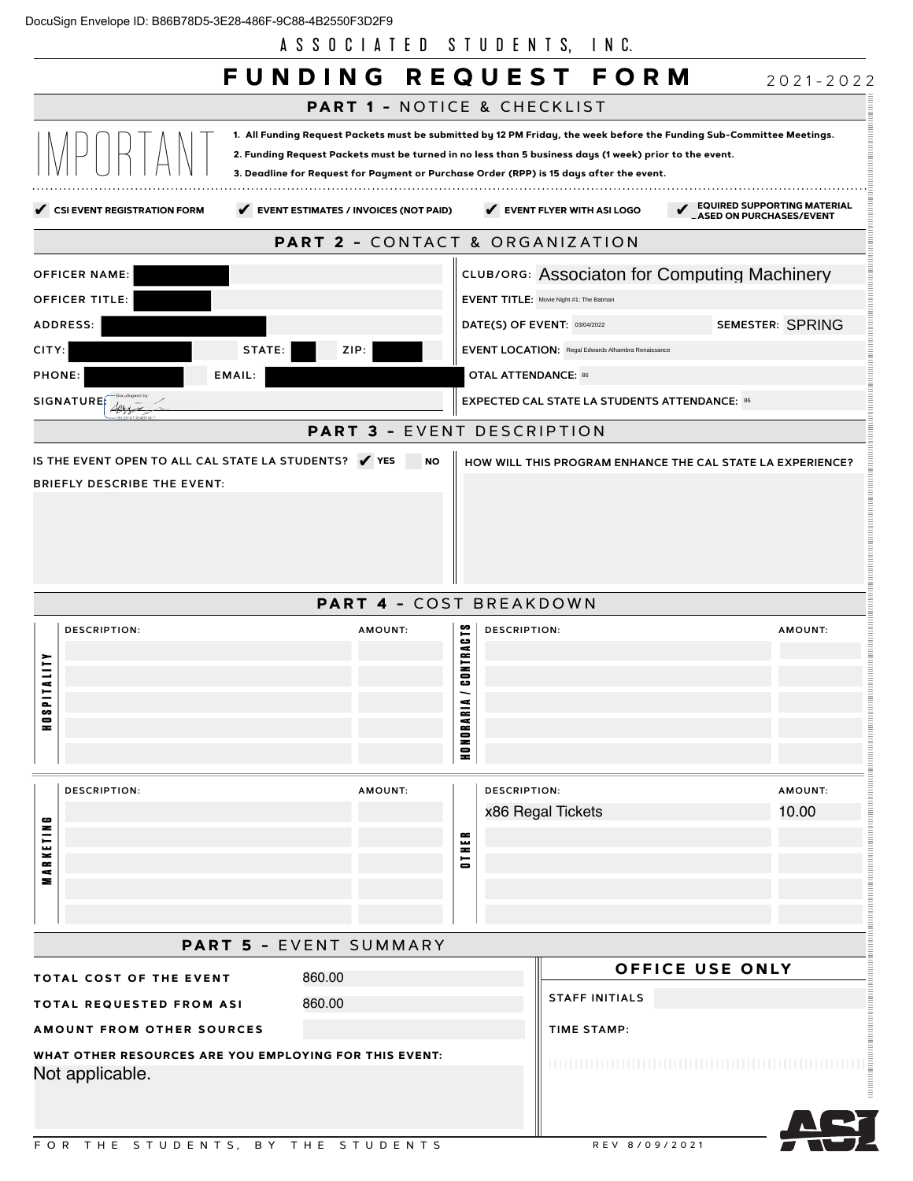DocuSign Envelope ID: B86B78D5-3E28-486F-9C88-4B2550F3D2F9

ASSOCIATED STUDENTS, INC.

# FUNDING REQUEST FORM 2021-2022

## PART 1 - NOTICE & CHECKLIST

IMPORTANT

1. All Funding Request Packets must be submitted by 12 PM Friday, the week before the Funding Sub-Committee Meetings.
2. Funding Request Packets must be turned in no less than 5 business days (1 week) prior to the event.
3. Deadline for Request for Payment or Purchase Order (RPP) is 15 days after the event.

- ✔ CSI EVENT REGISTRATION FORM
- ✔ EVENT ESTIMATES / INVOICES (NOT PAID)
- ✔ EVENT FLYER WITH ASI LOGO
- ✔ REQUIRED SUPPORTING MATERIAL BASED ON PURCHASES/EVENT

## PART 2 - CONTACT & ORGANIZATION

OFFICER NAME: [redacted]

OFFICER TITLE: [redacted]

ADDRESS: [redacted]

CITY: [redacted] STATE: [redacted] ZIP: [redacted]

PHONE: [redacted] EMAIL: [redacted]

SIGNATURE: [signed]

CLUB/ORG: Associaton for Computing Machinery

EVENT TITLE: Movie Night #1: The Batman

DATE(S) OF EVENT: 03/04/2022 SEMESTER: SPRING

EVENT LOCATION: Regal Edwards Alhambra Renaissance

TOTAL ATTENDANCE: 86

EXPECTED CAL STATE LA STUDENTS ATTENDANCE: 86

## PART 3 - EVENT DESCRIPTION

IS THE EVENT OPEN TO ALL CAL STATE LA STUDENTS? ✔ YES ☐ NO

BRIEFLY DESCRIBE THE EVENT:

HOW WILL THIS PROGRAM ENHANCE THE CAL STATE LA EXPERIENCE?

## PART 4 - COST BREAKDOWN

| HOSPITALITY DESCRIPTION: | AMOUNT: | HONORARIA / CONTRACTS DESCRIPTION: | AMOUNT: |
|---|---|---|---|
| | | | |

| MARKETING DESCRIPTION: | AMOUNT: | OTHER DESCRIPTION: | AMOUNT: |
|---|---|---|---|
| | | x86 Regal Tickets | 10.00 |

## PART 5 - EVENT SUMMARY

TOTAL COST OF THE EVENT: 860.00

TOTAL REQUESTED FROM ASI: 860.00

AMOUNT FROM OTHER SOURCES:

WHAT OTHER RESOURCES ARE YOU EMPLOYING FOR THIS EVENT:
Not applicable.

**OFFICE USE ONLY**

STAFF INITIALS:

TIME STAMP:

FOR THE STUDENTS, BY THE STUDENTS

REV 8/09/2021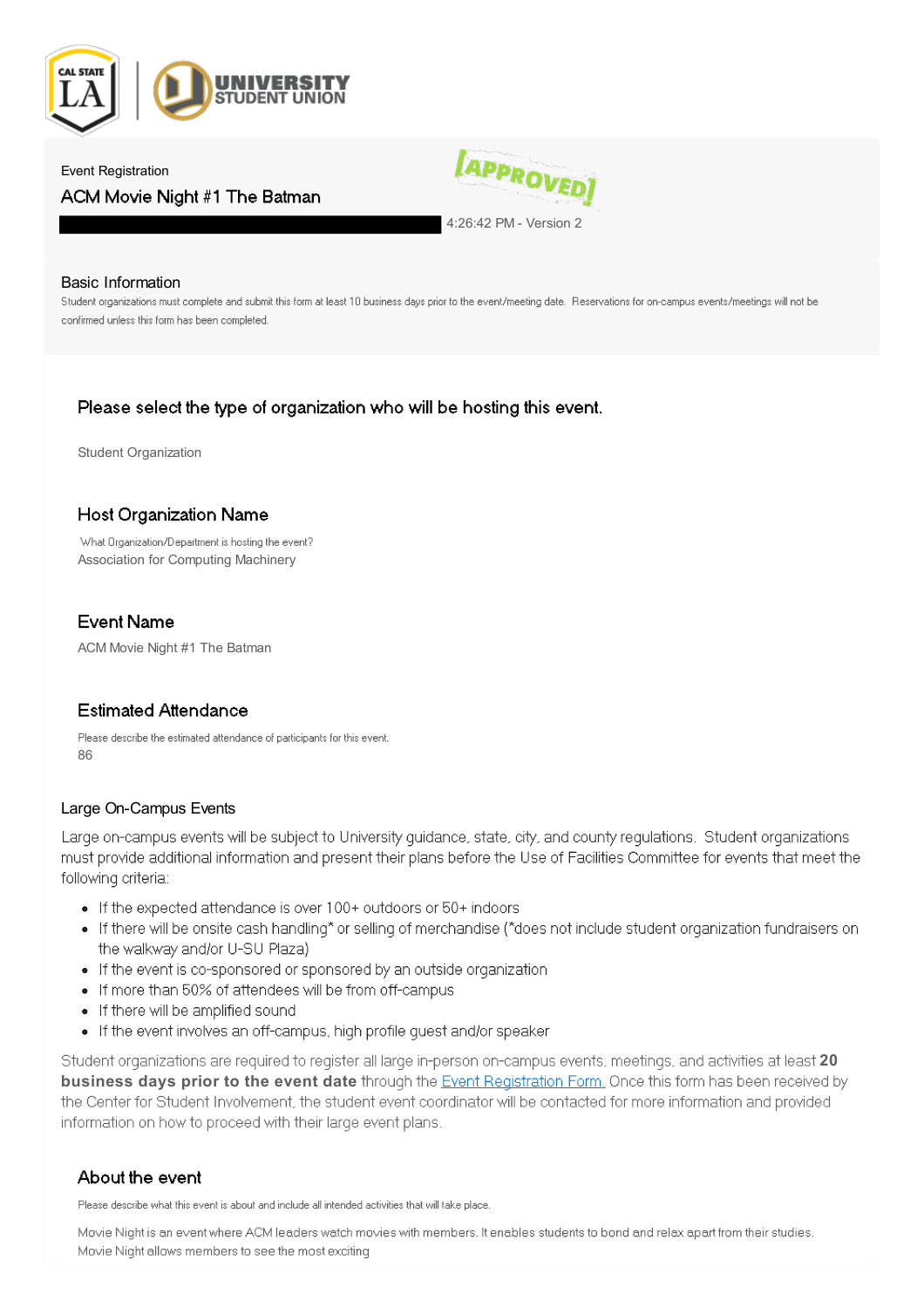Event Registration

## ACM Movie Night #1 The Batman

[APPROVED]

4:26:42 PM - Version 2

### Basic Information

Student organizations must complete and submit this form at least 10 business days prior to the event/meeting date. Reservations for on-campus events/meetings will not be confirmed unless this form has been completed.

### Please select the type of organization who will be hosting this event.

Student Organization

### Host Organization Name

What Organization/Department is hosting the event?

Association for Computing Machinery

### Event Name

ACM Movie Night #1 The Batman

### Estimated Attendance

Please describe the estimated attendance of participants for this event.

86

### Large On-Campus Events

Large on-campus events will be subject to University guidance, state, city, and county regulations. Student organizations must provide additional information and present their plans before the Use of Facilities Committee for events that meet the following criteria:

- If the expected attendance is over 100+ outdoors or 50+ indoors
- If there will be onsite cash handling* or selling of merchandise (*does not include student organization fundraisers on the walkway and/or U-SU Plaza)
- If the event is co-sponsored or sponsored by an outside organization
- If more than 50% of attendees will be from off-campus
- If there will be amplified sound
- If the event involves an off-campus, high profile guest and/or speaker

Student organizations are required to register all large in-person on-campus events, meetings, and activities at least **20 business days prior to the event date** through the Event Registration Form. Once this form has been received by the Center for Student Involvement, the student event coordinator will be contacted for more information and provided information on how to proceed with their large event plans.

### About the event

Please describe what this event is about and include all intended activities that will take place.

Movie Night is an event where ACM leaders watch movies with members. It enables students to bond and relax apart from their studies. Movie Night allows members to see the most exciting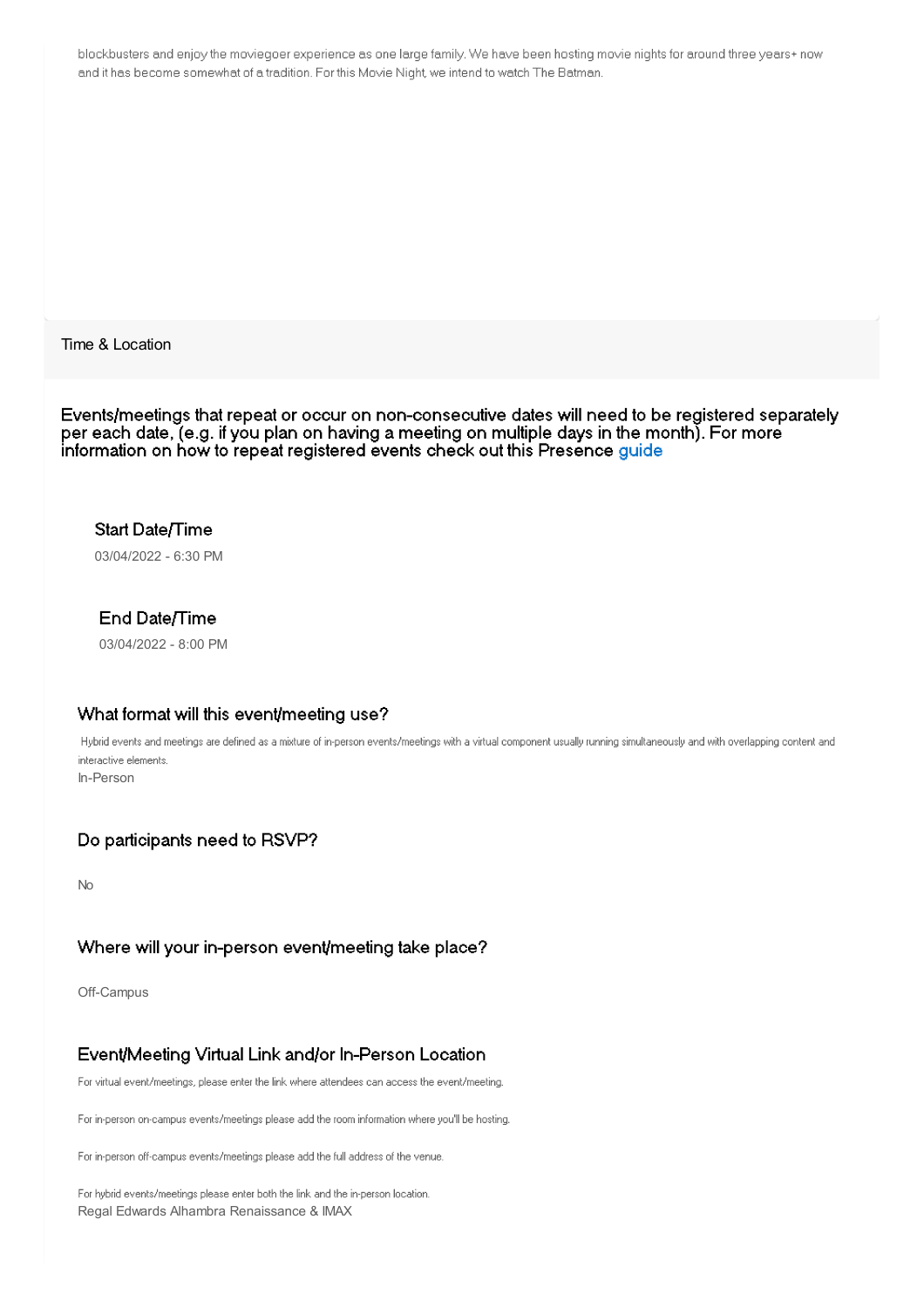blockbusters and enjoy the moviegoer experience as one large family. We have been hosting movie nights for around three years+ now and it has become somewhat of a tradition. For this Movie Night, we intend to watch The Batman.

## Time & Location

Events/meetings that repeat or occur on non-consecutive dates will need to be registered separately per each date, (e.g. if you plan on having a meeting on multiple days in the month). For more information on how to repeat registered events check out this Presence guide

### Start Date/Time

03/04/2022 - 6:30 PM

### End Date/Time

03/04/2022 - 8:00 PM

### What format will this event/meeting use?

Hybrid events and meetings are defined as a mixture of in-person events/meetings with a virtual component usually running simultaneously and with overlapping content and interactive elements.

In-Person

### Do participants need to RSVP?

No

### Where will your in-person event/meeting take place?

Off-Campus

### Event/Meeting Virtual Link and/or In-Person Location

For virtual event/meetings, please enter the link where attendees can access the event/meeting.

For in-person on-campus events/meetings please add the room information where you'll be hosting.

For in-person off-campus events/meetings please add the full address of the venue.

For hybrid events/meetings please enter both the link and the in-person location.

Regal Edwards Alhambra Renaissance & IMAX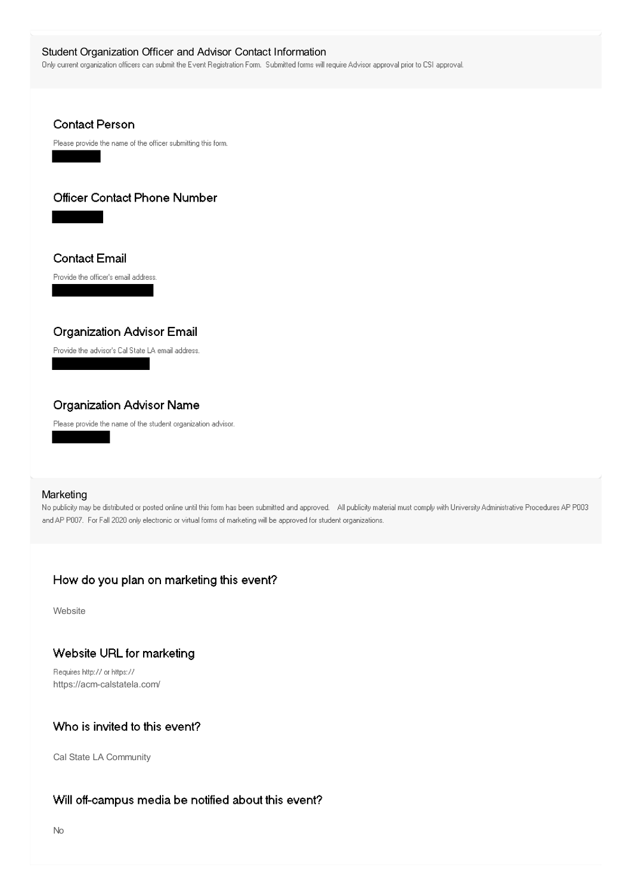## Student Organization Officer and Advisor Contact Information

Only current organization officers can submit the Event Registration Form. Submitted forms will require Advisor approval prior to CSI approval.

### Contact Person

Please provide the name of the officer submitting this form.

### Officer Contact Phone Number

### Contact Email

Provide the officer's email address.

### Organization Advisor Email

Provide the advisor's Cal State LA email address.

### Organization Advisor Name

Please provide the name of the student organization advisor.

## Marketing

No publicity may be distributed or posted online until this form has been submitted and approved. All publicity material must comply with University Administrative Procedures AP P003 and AP P007. For Fall 2020 only electronic or virtual forms of marketing will be approved for student organizations.

### How do you plan on marketing this event?

Website

### Website URL for marketing

Requires http:// or https://

https://acm-calstatela.com/

### Who is invited to this event?

Cal State LA Community

### Will off-campus media be notified about this event?

No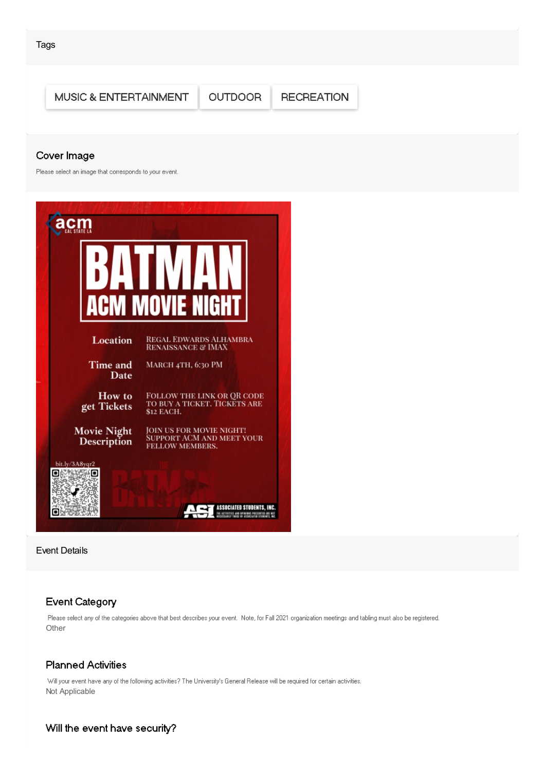## Tags

MUSIC & ENTERTAINMENT | OUTDOOR | RECREATION

## Cover Image

Please select an image that corresponds to your event.

acm CAL STATE LA

# BATMAN
## ACM MOVIE NIGHT

**Location**: REGAL EDWARDS ALHAMBRA RENAISSANCE & IMAX

**Time and Date**: MARCH 4TH, 6:30 PM

**How to get Tickets**: FOLLOW THE LINK OR QR CODE TO BUY A TICKET. TICKETS ARE $12 EACH.

**Movie Night Description**: JOIN US FOR MOVIE NIGHT! SUPPORT ACM AND MEET YOUR FELLOW MEMBERS.

bit.ly/3A8yqr2

ASI ASSOCIATED STUDENTS, INC.

## Event Details

### Event Category

Please select any of the categories above that best describes your event. Note, for Fall 2021 organization meetings and tabling must also be registered.

Other

### Planned Activities

Will your event have any of the following activities? The University's General Release will be required for certain activities.

Not Applicable

### Will the event have security?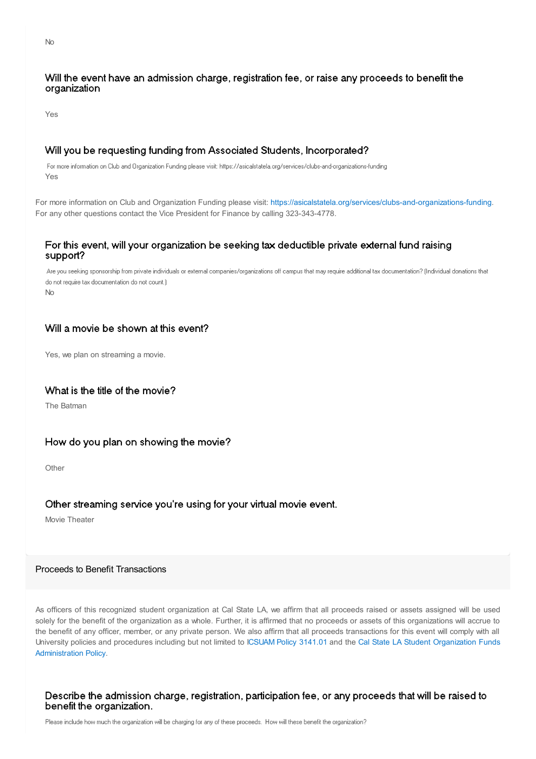No

### Will the event have an admission charge, registration fee, or raise any proceeds to benefit the organization

Yes

### Will you be requesting funding from Associated Students, Incorporated?

For more information on Club and Organization Funding please visit: https://asicalstatela.org/services/clubs-and-organizations-funding

Yes

For more information on Club and Organization Funding please visit: https://asicalstatela.org/services/clubs-and-organizations-funding. For any other questions contact the Vice President for Finance by calling 323-343-4778.

### For this event, will your organization be seeking tax deductible private external fund raising support?

Are you seeking sponsorship from private individuals or external companies/organizations off campus that may require additional tax documentation? (Individual donations that do not require tax documentation do not count.)

No

### Will a movie be shown at this event?

Yes, we plan on streaming a movie.

### What is the title of the movie?

The Batman

### How do you plan on showing the movie?

Other

### Other streaming service you're using for your virtual movie event.

Movie Theater

## Proceeds to Benefit Transactions

As officers of this recognized student organization at Cal State LA, we affirm that all proceeds raised or assets assigned will be used solely for the benefit of the organization as a whole. Further, it is affirmed that no proceeds or assets of this organizations will accrue to the benefit of any officer, member, or any private person. We also affirm that all proceeds transactions for this event will comply with all University policies and procedures including but not limited to ICSUAM Policy 3141.01 and the Cal State LA Student Organization Funds Administration Policy.

### Describe the admission charge, registration, participation fee, or any proceeds that will be raised to benefit the organization.

Please include how much the organization will be charging for any of these proceeds. How will these benefit the organization?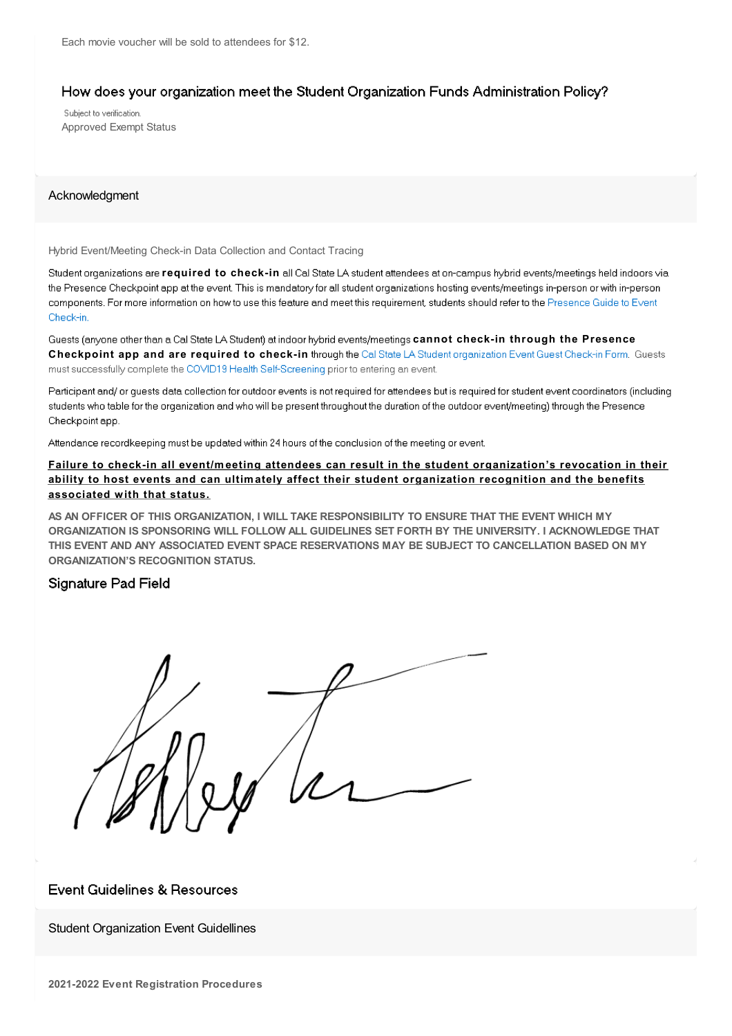Each movie voucher will be sold to attendees for $12.

### How does your organization meet the Student Organization Funds Administration Policy?

Subject to verification.

Approved Exempt Status

## Acknowledgment

Hybrid Event/Meeting Check-in Data Collection and Contact Tracing

Student organizations are **required to check-in** all Cal State LA student attendees at on-campus hybrid events/meetings held indoors via the Presence Checkpoint app at the event. This is mandatory for all student organizations hosting events/meetings in-person or with in-person components. For more information on how to use this feature and meet this requirement, students should refer to the Presence Guide to Event Check-in.

Guests (anyone other than a Cal State LA Student) at indoor hybrid events/meetings **cannot check-in through the Presence Checkpoint app and are required to check-in** through the Cal State LA Student organization Event Guest Check-in Form. Guests must successfully complete the COVID19 Health Self-Screening prior to entering an event.

Participant and/ or guests data collection for outdoor events is not required for attendees but is required for student event coordinators (including students who table for the organization and who will be present throughout the duration of the outdoor event/meeting) through the Presence Checkpoint app.

Attendance recordkeeping must be updated within 24 hours of the conclusion of the meeting or event.

**Failure to check-in all event/meeting attendees can result in the student organization's revocation in their ability to host events and can ultimately affect their student organization recognition and the benefits associated with that status.**

**AS AN OFFICER OF THIS ORGANIZATION, I WILL TAKE RESPONSIBILITY TO ENSURE THAT THE EVENT WHICH MY ORGANIZATION IS SPONSORING WILL FOLLOW ALL GUIDELINES SET FORTH BY THE UNIVERSITY. I ACKNOWLEDGE THAT THIS EVENT AND ANY ASSOCIATED EVENT SPACE RESERVATIONS MAY BE SUBJECT TO CANCELLATION BASED ON MY ORGANIZATION'S RECOGNITION STATUS.**

### Signature Pad Field

## Event Guidelines & Resources

Student Organization Event Guidellines

**2021-2022 Event Registration Procedures**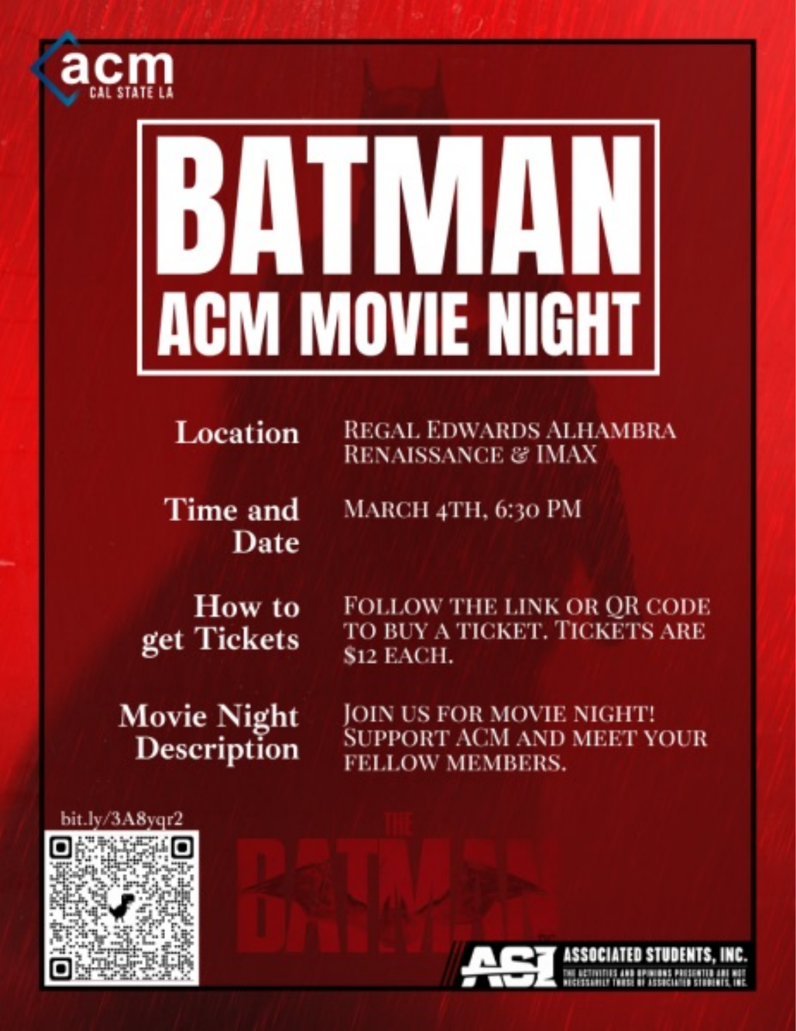acm CAL STATE LA

# BATMAN ACM MOVIE NIGHT

**Location**
REGAL EDWARDS ALHAMBRA RENAISSANCE & IMAX

**Time and Date**
MARCH 4TH, 6:30 PM

**How to get Tickets**
FOLLOW THE LINK OR QR CODE TO BUY A TICKET. TICKETS ARE $12 EACH.

**Movie Night Description**
JOIN US FOR MOVIE NIGHT! SUPPORT ACM AND MEET YOUR FELLOW MEMBERS.

bit.ly/3A8yqr2

THE BATMAN

ASI ASSOCIATED STUDENTS, INC.
THE ACTIVITIES AND OPINIONS PRESENTED ARE NOT NECESSARILY THOSE OF ASSOCIATED STUDENTS, INC.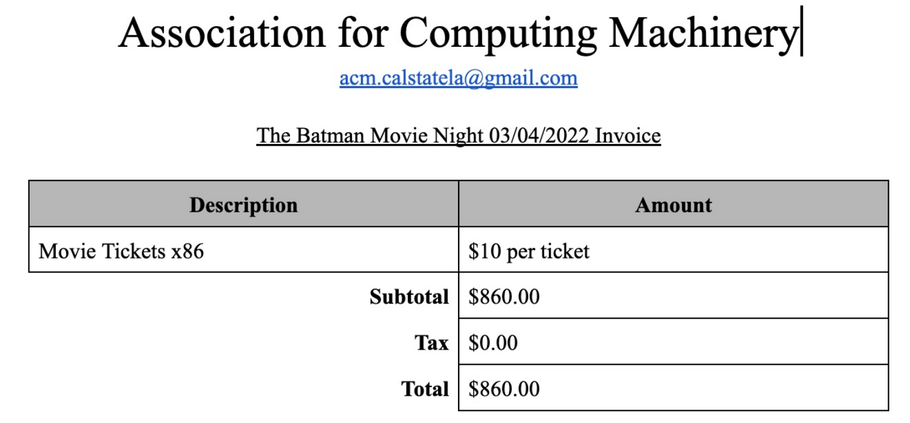# Association for Computing Machinery

acm.calstatela@gmail.com

The Batman Movie Night 03/04/2022 Invoice

| Description | Amount |
| --- | --- |
| Movie Tickets x86 | $10 per ticket |
| **Subtotal** | $860.00 |
| **Tax** | $0.00 |
| **Total** | $860.00 |